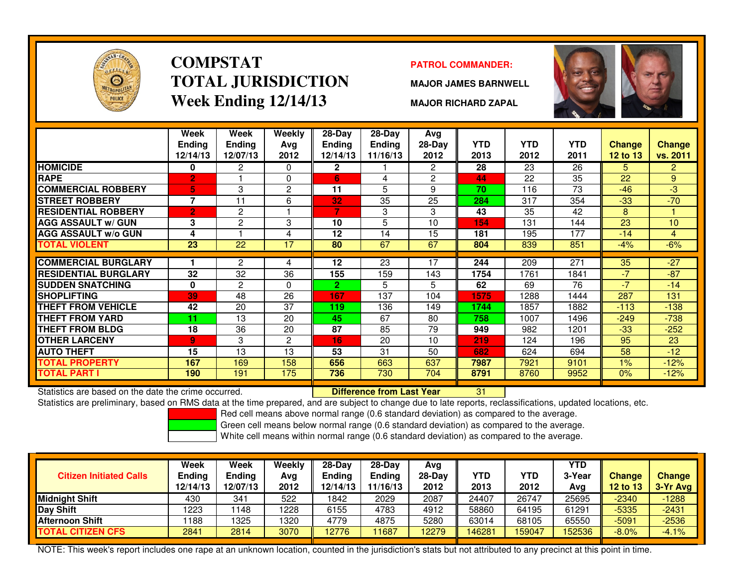# COMPSTAT
# TOTAL JURISDICTION
## Week Ending 12/14/13

**PATROL COMMANDER:**

**MAJOR JAMES BARNWELL**

**MAJOR RICHARD ZAPAL**

| | Week Ending 12/14/13 | Week Ending 12/07/13 | Weekly Avg 2012 | 28-Day Ending 12/14/13 | 28-Day Ending 11/16/13 | Avg 28-Day 2012 | YTD 2013 | YTD 2012 | YTD 2011 | Change 12 to 13 | Change vs. 2011 |
|---|---|---|---|---|---|---|---|---|---|---|---|
| HOMICIDE | 0 | 2 | 0 | 2 | 1 | 2 | 28 | 23 | 26 | 5 | 2 |
| RAPE | 2 | 1 | 0 | 6 | 4 | 2 | 44 | 22 | 35 | 22 | 9 |
| COMMERCIAL ROBBERY | 5 | 3 | 2 | 11 | 5 | 9 | 70 | 116 | 73 | -46 | -3 |
| STREET ROBBERY | 7 | 11 | 6 | 32 | 35 | 25 | 284 | 317 | 354 | -33 | -70 |
| RESIDENTIAL ROBBERY | 2 | 2 | 1 | 7 | 3 | 3 | 43 | 35 | 42 | 8 | 1 |
| AGG ASSAULT w/ GUN | 3 | 2 | 3 | 10 | 5 | 10 | 154 | 131 | 144 | 23 | 10 |
| AGG ASSAULT w/o GUN | 4 | 1 | 4 | 12 | 14 | 15 | 181 | 195 | 177 | -14 | 4 |
| TOTAL VIOLENT | 23 | 22 | 17 | 80 | 67 | 67 | 804 | 839 | 851 | -4% | -6% |
| COMMERCIAL BURGLARY | 1 | 2 | 4 | 12 | 23 | 17 | 244 | 209 | 271 | 35 | -27 |
| RESIDENTIAL BURGLARY | 32 | 32 | 36 | 155 | 159 | 143 | 1754 | 1761 | 1841 | -7 | -87 |
| SUDDEN SNATCHING | 0 | 2 | 0 | 2 | 5 | 5 | 62 | 69 | 76 | -7 | -14 |
| SHOPLIFTING | 39 | 48 | 26 | 167 | 137 | 104 | 1575 | 1288 | 1444 | 287 | 131 |
| THEFT FROM VEHICLE | 42 | 20 | 37 | 119 | 136 | 149 | 1744 | 1857 | 1882 | -113 | -138 |
| THEFT FROM YARD | 11 | 13 | 20 | 45 | 67 | 80 | 758 | 1007 | 1496 | -249 | -738 |
| THEFT FROM BLDG | 18 | 36 | 20 | 87 | 85 | 79 | 949 | 982 | 1201 | -33 | -252 |
| OTHER LARCENY | 9 | 3 | 2 | 16 | 20 | 10 | 219 | 124 | 196 | 95 | 23 |
| AUTO THEFT | 15 | 13 | 13 | 53 | 31 | 50 | 682 | 624 | 694 | 58 | -12 |
| TOTAL PROPERTY | 167 | 169 | 158 | 656 | 663 | 637 | 7987 | 7921 | 9101 | 1% | -12% |
| TOTAL PART I | 190 | 191 | 175 | 736 | 730 | 704 | 8791 | 8760 | 9952 | 0% | -12% |

Statistics are based on the date the crime occurred. **Difference from Last Year** 31

Statistics are preliminary, based on RMS data at the time prepared, and are subject to change due to late reports, reclassifications, updated locations, etc.

Red cell means above normal range (0.6 standard deviation) as compared to the average.

Green cell means below normal range (0.6 standard deviation) as compared to the average.

White cell means within normal range (0.6 standard deviation) as compared to the average.

| Citizen Initiated Calls | Week Ending 12/14/13 | Week Ending 12/07/13 | Weekly Avg 2012 | 28-Day Ending 12/14/13 | 28-Day Ending 11/16/13 | Avg 28-Day 2012 | YTD 2013 | YTD 2012 | YTD 3-Year Avg | Change 12 to 13 | Change 3-Yr Avg |
|---|---|---|---|---|---|---|---|---|---|---|---|
| Midnight Shift | 430 | 341 | 522 | 1842 | 2029 | 2087 | 24407 | 26747 | 25695 | -2340 | -1288 |
| Day Shift | 1223 | 1148 | 1228 | 6155 | 4783 | 4912 | 58860 | 64195 | 61291 | -5335 | -2431 |
| Afternoon Shift | 1188 | 1325 | 1320 | 4779 | 4875 | 5280 | 63014 | 68105 | 65550 | -5091 | -2536 |
| TOTAL CITIZEN CFS | 2841 | 2814 | 3070 | 12776 | 11687 | 12279 | 146281 | 159047 | 152536 | -8.0% | -4.1% |

NOTE: This week's report includes one rape at an unknown location, counted in the jurisdiction's stats but not attributed to any precinct at this point in time.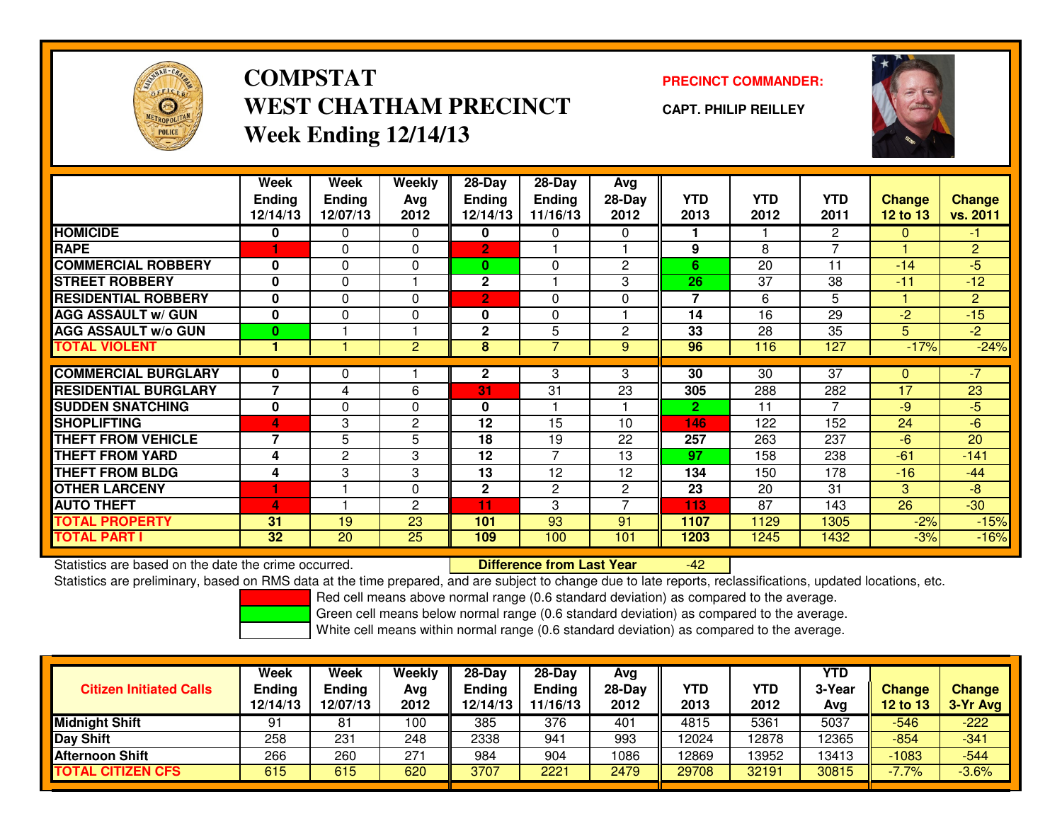# COMPSTAT
# WEST CHATHAM PRECINCT
## Week Ending 12/14/13

**PRECINCT COMMANDER:**

**CAPT. PHILIP REILLEY**

| | Week Ending 12/14/13 | Week Ending 12/07/13 | Weekly Avg 2012 | 28-Day Ending 12/14/13 | 28-Day Ending 11/16/13 | Avg 28-Day 2012 | YTD 2013 | YTD 2012 | YTD 2011 | Change 12 to 13 | Change vs. 2011 |
|---|---|---|---|---|---|---|---|---|---|---|---|
| HOMICIDE | 0 | 0 | 0 | 0 | 0 | 0 | 1 | 1 | 2 | 0 | -1 |
| RAPE | 1 | 0 | 0 | 2 | 1 | 1 | 9 | 8 | 7 | 1 | 2 |
| COMMERCIAL ROBBERY | 0 | 0 | 0 | 0 | 0 | 2 | 6 | 20 | 11 | -14 | -5 |
| STREET ROBBERY | 0 | 0 | 1 | 2 | 1 | 3 | 26 | 37 | 38 | -11 | -12 |
| RESIDENTIAL ROBBERY | 0 | 0 | 0 | 2 | 0 | 0 | 7 | 6 | 5 | 1 | 2 |
| AGG ASSAULT w/ GUN | 0 | 0 | 0 | 0 | 0 | 1 | 14 | 16 | 29 | -2 | -15 |
| AGG ASSAULT w/o GUN | 0 | 1 | 1 | 2 | 5 | 2 | 33 | 28 | 35 | 5 | -2 |
| TOTAL VIOLENT | 1 | 1 | 2 | 8 | 7 | 9 | 96 | 116 | 127 | -17% | -24% |
| COMMERCIAL BURGLARY | 0 | 0 | 1 | 2 | 3 | 3 | 30 | 30 | 37 | 0 | -7 |
| RESIDENTIAL BURGLARY | 7 | 4 | 6 | 31 | 31 | 23 | 305 | 288 | 282 | 17 | 23 |
| SUDDEN SNATCHING | 0 | 0 | 0 | 0 | 1 | 1 | 2 | 11 | 7 | -9 | -5 |
| SHOPLIFTING | 4 | 3 | 2 | 12 | 15 | 10 | 146 | 122 | 152 | 24 | -6 |
| THEFT FROM VEHICLE | 7 | 5 | 5 | 18 | 19 | 22 | 257 | 263 | 237 | -6 | 20 |
| THEFT FROM YARD | 4 | 2 | 3 | 12 | 7 | 13 | 97 | 158 | 238 | -61 | -141 |
| THEFT FROM BLDG | 4 | 3 | 3 | 13 | 12 | 12 | 134 | 150 | 178 | -16 | -44 |
| OTHER LARCENY | 1 | 1 | 0 | 2 | 2 | 2 | 23 | 20 | 31 | 3 | -8 |
| AUTO THEFT | 4 | 1 | 2 | 11 | 3 | 7 | 113 | 87 | 143 | 26 | -30 |
| TOTAL PROPERTY | 31 | 19 | 23 | 101 | 93 | 91 | 1107 | 1129 | 1305 | -2% | -15% |
| TOTAL PART I | 32 | 20 | 25 | 109 | 100 | 101 | 1203 | 1245 | 1432 | -3% | -16% |

Statistics are based on the date the crime occurred. **Difference from Last Year** -42

Statistics are preliminary, based on RMS data at the time prepared, and are subject to change due to late reports, reclassifications, updated locations, etc.

Red cell means above normal range (0.6 standard deviation) as compared to the average.

Green cell means below normal range (0.6 standard deviation) as compared to the average.

White cell means within normal range (0.6 standard deviation) as compared to the average.

| Citizen Initiated Calls | Week Ending 12/14/13 | Week Ending 12/07/13 | Weekly Avg 2012 | 28-Day Ending 12/14/13 | 28-Day Ending 11/16/13 | Avg 28-Day 2012 | YTD 2013 | YTD 2012 | YTD 3-Year Avg | Change 12 to 13 | Change 3-Yr Avg |
|---|---|---|---|---|---|---|---|---|---|---|---|
| Midnight Shift | 91 | 81 | 100 | 385 | 376 | 401 | 4815 | 5361 | 5037 | -546 | -222 |
| Day Shift | 258 | 231 | 248 | 2338 | 941 | 993 | 12024 | 12878 | 12365 | -854 | -341 |
| Afternoon Shift | 266 | 260 | 271 | 984 | 904 | 1086 | 12869 | 13952 | 13413 | -1083 | -544 |
| TOTAL CITIZEN CFS | 615 | 615 | 620 | 3707 | 2221 | 2479 | 29708 | 32191 | 30815 | -7.7% | -3.6% |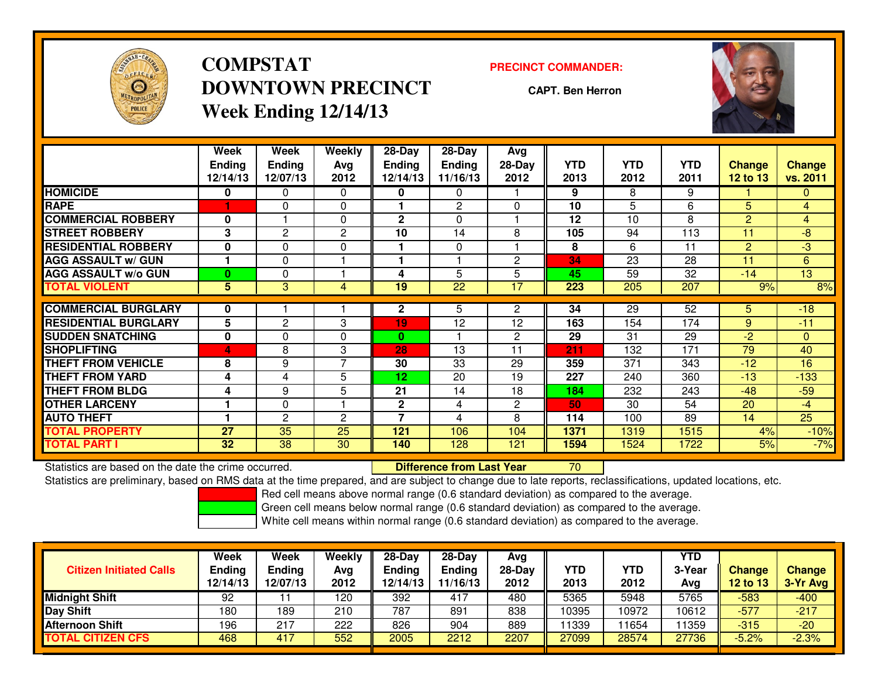# COMPSTAT
# DOWNTOWN PRECINCT
## Week Ending 12/14/13

**PRECINCT COMMANDER:**

**CAPT. Ben Herron**

| | Week Ending 12/14/13 | Week Ending 12/07/13 | Weekly Avg 2012 | 28-Day Ending 12/14/13 | 28-Day Ending 11/16/13 | Avg 28-Day 2012 | YTD 2013 | YTD 2012 | YTD 2011 | Change 12 to 13 | Change vs. 2011 |
|---|---|---|---|---|---|---|---|---|---|---|---|
| **HOMICIDE** | **0** | 0 | 0 | **0** | 0 | 1 | **9** | 8 | 9 | 1 | 0 |
| **RAPE** | **1** | 0 | 0 | **1** | 2 | 0 | **10** | 5 | 6 | 5 | 4 |
| **COMMERCIAL ROBBERY** | **0** | 1 | 0 | **2** | 0 | 1 | **12** | 10 | 8 | 2 | 4 |
| **STREET ROBBERY** | **3** | 2 | 2 | **10** | 14 | 8 | **105** | 94 | 113 | 11 | -8 |
| **RESIDENTIAL ROBBERY** | **0** | 0 | 0 | **1** | 0 | 1 | **8** | 6 | 11 | 2 | -3 |
| **AGG ASSAULT w/ GUN** | **1** | 0 | 1 | **1** | 1 | 2 | **34** | 23 | 28 | 11 | 6 |
| **AGG ASSAULT w/o GUN** | **0** | 0 | 1 | **4** | 5 | 5 | **45** | 59 | 32 | -14 | 13 |
| **TOTAL VIOLENT** | **5** | 3 | 4 | **19** | 22 | 17 | **223** | 205 | 207 | 9% | 8% |
| **COMMERCIAL BURGLARY** | **0** | 1 | 1 | **2** | 5 | 2 | **34** | 29 | 52 | 5 | -18 |
| **RESIDENTIAL BURGLARY** | **5** | 2 | 3 | **19** | 12 | 12 | **163** | 154 | 174 | 9 | -11 |
| **SUDDEN SNATCHING** | **0** | 0 | 0 | **0** | 1 | 2 | **29** | 31 | 29 | -2 | 0 |
| **SHOPLIFTING** | **4** | 8 | 3 | **28** | 13 | 11 | **211** | 132 | 171 | 79 | 40 |
| **THEFT FROM VEHICLE** | **8** | 9 | 7 | **30** | 33 | 29 | **359** | 371 | 343 | -12 | 16 |
| **THEFT FROM YARD** | **4** | 4 | 5 | **12** | 20 | 19 | **227** | 240 | 360 | -13 | -133 |
| **THEFT FROM BLDG** | **4** | 9 | 5 | **21** | 14 | 18 | **184** | 232 | 243 | -48 | -59 |
| **OTHER LARCENY** | **1** | 0 | 1 | **2** | 4 | 2 | **50** | 30 | 54 | 20 | -4 |
| **AUTO THEFT** | **1** | 2 | 2 | **7** | 4 | 8 | **114** | 100 | 89 | 14 | 25 |
| **TOTAL PROPERTY** | **27** | 35 | 25 | **121** | 106 | 104 | **1371** | 1319 | 1515 | 4% | -10% |
| **TOTAL PART I** | **32** | 38 | 30 | **140** | 128 | 121 | **1594** | 1524 | 1722 | 5% | -7% |

Statistics are based on the date the crime occurred. **Difference from Last Year** 70

Statistics are preliminary, based on RMS data at the time prepared, and are subject to change due to late reports, reclassifications, updated locations, etc.

Red cell means above normal range (0.6 standard deviation) as compared to the average.
Green cell means below normal range (0.6 standard deviation) as compared to the average.
White cell means within normal range (0.6 standard deviation) as compared to the average.

| Citizen Initiated Calls | Week Ending 12/14/13 | Week Ending 12/07/13 | Weekly Avg 2012 | 28-Day Ending 12/14/13 | 28-Day Ending 11/16/13 | Avg 28-Day 2012 | YTD 2013 | YTD 2012 | YTD 3-Year Avg | Change 12 to 13 | Change 3-Yr Avg |
|---|---|---|---|---|---|---|---|---|---|---|---|
| **Midnight Shift** | 92 | 11 | 120 | 392 | 417 | 480 | 5365 | 5948 | 5765 | -583 | -400 |
| **Day Shift** | 180 | 189 | 210 | 787 | 891 | 838 | 10395 | 10972 | 10612 | -577 | -217 |
| **Afternoon Shift** | 196 | 217 | 222 | 826 | 904 | 889 | 11339 | 11654 | 11359 | -315 | -20 |
| **TOTAL CITIZEN CFS** | 468 | 417 | 552 | 2005 | 2212 | 2207 | 27099 | 28574 | 27736 | -5.2% | -2.3% |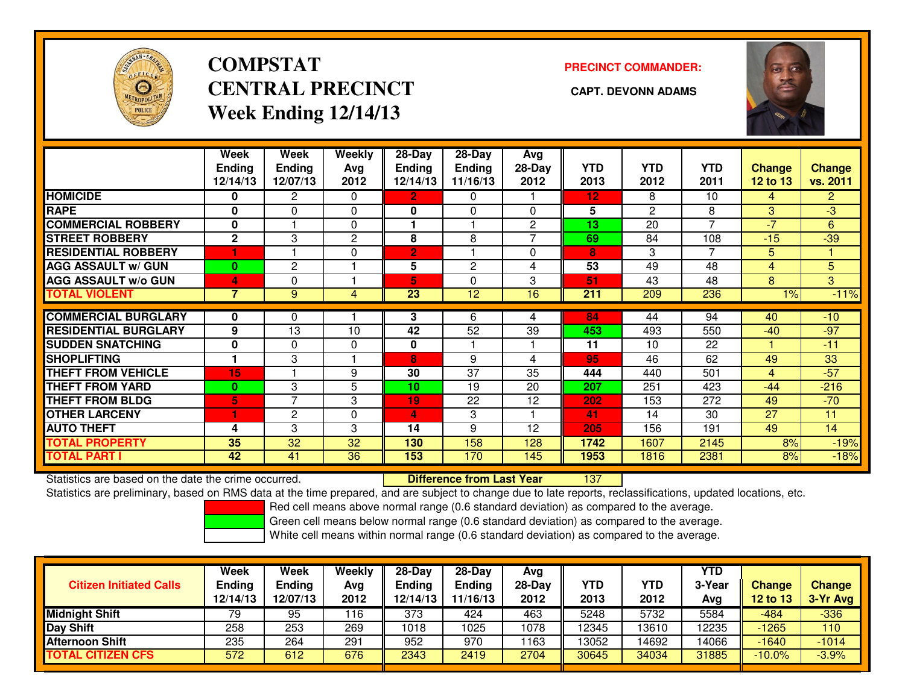# COMPSTAT
# CENTRAL PRECINCT
## Week Ending 12/14/13

**PRECINCT COMMANDER:**

**CAPT. DEVONN ADAMS**

| | Week Ending 12/14/13 | Week Ending 12/07/13 | Weekly Avg 2012 | 28-Day Ending 12/14/13 | 28-Day Ending 11/16/13 | Avg 28-Day 2012 | YTD 2013 | YTD 2012 | YTD 2011 | Change 12 to 13 | Change vs. 2011 |
|---|---|---|---|---|---|---|---|---|---|---|---|
| HOMICIDE | 0 | 2 | 0 | 2 | 0 | 1 | 12 | 8 | 10 | 4 | 2 |
| RAPE | 0 | 0 | 0 | 0 | 0 | 0 | 5 | 2 | 8 | 3 | -3 |
| COMMERCIAL ROBBERY | 0 | 1 | 0 | 1 | 1 | 2 | 13 | 20 | 7 | -7 | 6 |
| STREET ROBBERY | 2 | 3 | 2 | 8 | 8 | 7 | 69 | 84 | 108 | -15 | -39 |
| RESIDENTIAL ROBBERY | 1 | 1 | 0 | 2 | 1 | 0 | 8 | 3 | 7 | 5 | 1 |
| AGG ASSAULT w/ GUN | 0 | 2 | 1 | 5 | 2 | 4 | 53 | 49 | 48 | 4 | 5 |
| AGG ASSAULT w/o GUN | 4 | 0 | 1 | 5 | 0 | 3 | 51 | 43 | 48 | 8 | 3 |
| TOTAL VIOLENT | 7 | 9 | 4 | 23 | 12 | 16 | 211 | 209 | 236 | 1% | -11% |
| COMMERCIAL BURGLARY | 0 | 0 | 1 | 3 | 6 | 4 | 84 | 44 | 94 | 40 | -10 |
| RESIDENTIAL BURGLARY | 9 | 13 | 10 | 42 | 52 | 39 | 453 | 493 | 550 | -40 | -97 |
| SUDDEN SNATCHING | 0 | 0 | 0 | 0 | 1 | 1 | 11 | 10 | 22 | 1 | -11 |
| SHOPLIFTING | 1 | 3 | 1 | 8 | 9 | 4 | 95 | 46 | 62 | 49 | 33 |
| THEFT FROM VEHICLE | 15 | 1 | 9 | 30 | 37 | 35 | 444 | 440 | 501 | 4 | -57 |
| THEFT FROM YARD | 0 | 3 | 5 | 10 | 19 | 20 | 207 | 251 | 423 | -44 | -216 |
| THEFT FROM BLDG | 5 | 7 | 3 | 19 | 22 | 12 | 202 | 153 | 272 | 49 | -70 |
| OTHER LARCENY | 1 | 2 | 0 | 4 | 3 | 1 | 41 | 14 | 30 | 27 | 11 |
| AUTO THEFT | 4 | 3 | 3 | 14 | 9 | 12 | 205 | 156 | 191 | 49 | 14 |
| TOTAL PROPERTY | 35 | 32 | 32 | 130 | 158 | 128 | 1742 | 1607 | 2145 | 8% | -19% |
| TOTAL PART I | 42 | 41 | 36 | 153 | 170 | 145 | 1953 | 1816 | 2381 | 8% | -18% |

Statistics are based on the date the crime occurred. **Difference from Last Year** 137

Statistics are preliminary, based on RMS data at the time prepared, and are subject to change due to late reports, reclassifications, updated locations, etc.

Red cell means above normal range (0.6 standard deviation) as compared to the average.
Green cell means below normal range (0.6 standard deviation) as compared to the average.
White cell means within normal range (0.6 standard deviation) as compared to the average.

| Citizen Initiated Calls | Week Ending 12/14/13 | Week Ending 12/07/13 | Weekly Avg 2012 | 28-Day Ending 12/14/13 | 28-Day Ending 11/16/13 | Avg 28-Day 2012 | YTD 2013 | YTD 2012 | YTD 3-Year Avg | Change 12 to 13 | Change 3-Yr Avg |
|---|---|---|---|---|---|---|---|---|---|---|---|
| Midnight Shift | 79 | 95 | 116 | 373 | 424 | 463 | 5248 | 5732 | 5584 | -484 | -336 |
| Day Shift | 258 | 253 | 269 | 1018 | 1025 | 1078 | 12345 | 13610 | 12235 | -1265 | 110 |
| Afternoon Shift | 235 | 264 | 291 | 952 | 970 | 1163 | 13052 | 14692 | 14066 | -1640 | -1014 |
| TOTAL CITIZEN CFS | 572 | 612 | 676 | 2343 | 2419 | 2704 | 30645 | 34034 | 31885 | -10.0% | -3.9% |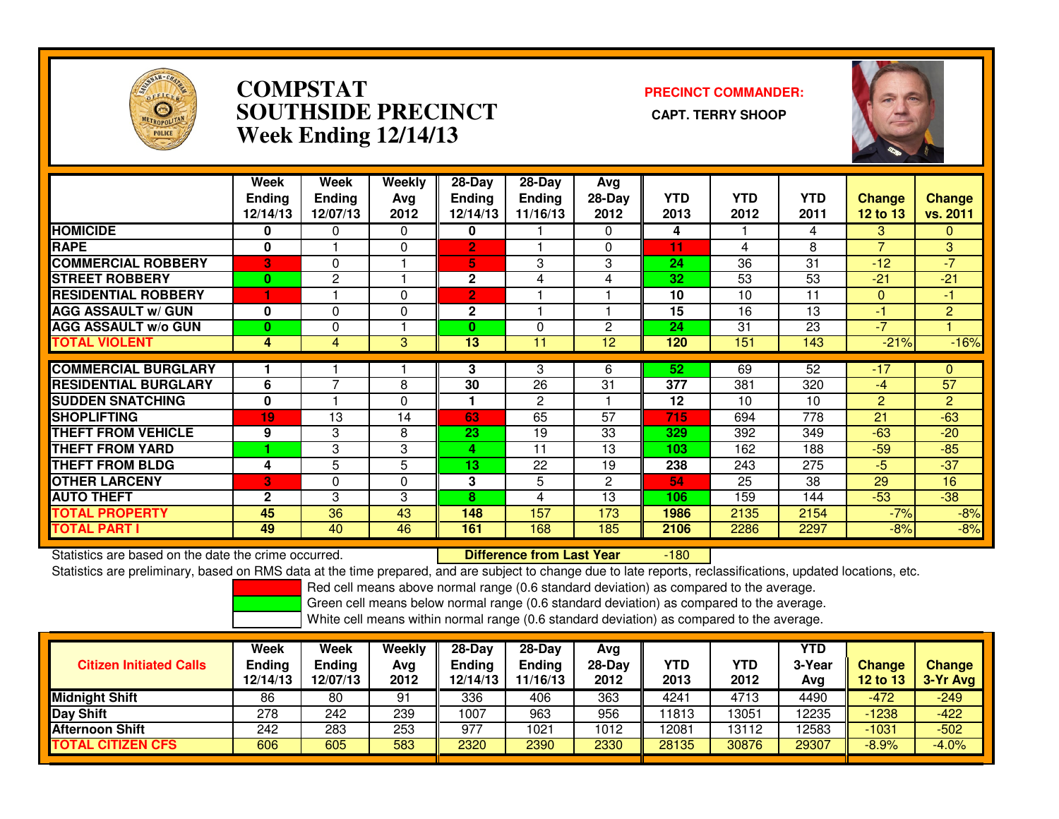# COMPSTAT
# SOUTHSIDE PRECINCT
# Week Ending 12/14/13

**PRECINCT COMMANDER:**

**CAPT. TERRY SHOOP**

| | Week Ending 12/14/13 | Week Ending 12/07/13 | Weekly Avg 2012 | 28-Day Ending 12/14/13 | 28-Day Ending 11/16/13 | Avg 28-Day 2012 | YTD 2013 | YTD 2012 | YTD 2011 | Change 12 to 13 | Change vs. 2011 |
|---|---|---|---|---|---|---|---|---|---|---|---|
| HOMICIDE | 0 | 0 | 0 | 0 | 1 | 0 | 4 | 1 | 4 | 3 | 0 |
| RAPE | 0 | 1 | 0 | 2 | 1 | 0 | 11 | 4 | 8 | 7 | 3 |
| COMMERCIAL ROBBERY | 3 | 0 | 1 | 5 | 3 | 3 | 24 | 36 | 31 | -12 | -7 |
| STREET ROBBERY | 0 | 2 | 1 | 2 | 4 | 4 | 32 | 53 | 53 | -21 | -21 |
| RESIDENTIAL ROBBERY | 1 | 1 | 0 | 2 | 1 | 1 | 10 | 10 | 11 | 0 | -1 |
| AGG ASSAULT w/ GUN | 0 | 0 | 0 | 2 | 1 | 1 | 15 | 16 | 13 | -1 | 2 |
| AGG ASSAULT w/o GUN | 0 | 0 | 1 | 0 | 0 | 2 | 24 | 31 | 23 | -7 | 1 |
| TOTAL VIOLENT | 4 | 4 | 3 | 13 | 11 | 12 | 120 | 151 | 143 | -21% | -16% |
| COMMERCIAL BURGLARY | 1 | 1 | 1 | 3 | 3 | 6 | 52 | 69 | 52 | -17 | 0 |
| RESIDENTIAL BURGLARY | 6 | 7 | 8 | 30 | 26 | 31 | 377 | 381 | 320 | -4 | 57 |
| SUDDEN SNATCHING | 0 | 1 | 0 | 1 | 2 | 1 | 12 | 10 | 10 | 2 | 2 |
| SHOPLIFTING | 19 | 13 | 14 | 63 | 65 | 57 | 715 | 694 | 778 | 21 | -63 |
| THEFT FROM VEHICLE | 9 | 3 | 8 | 23 | 19 | 33 | 329 | 392 | 349 | -63 | -20 |
| THEFT FROM YARD | 1 | 3 | 3 | 4 | 11 | 13 | 103 | 162 | 188 | -59 | -85 |
| THEFT FROM BLDG | 4 | 5 | 5 | 13 | 22 | 19 | 238 | 243 | 275 | -5 | -37 |
| OTHER LARCENY | 3 | 0 | 0 | 3 | 5 | 2 | 54 | 25 | 38 | 29 | 16 |
| AUTO THEFT | 2 | 3 | 3 | 8 | 4 | 13 | 106 | 159 | 144 | -53 | -38 |
| TOTAL PROPERTY | 45 | 36 | 43 | 148 | 157 | 173 | 1986 | 2135 | 2154 | -7% | -8% |
| TOTAL PART I | 49 | 40 | 46 | 161 | 168 | 185 | 2106 | 2286 | 2297 | -8% | -8% |

Statistics are based on the date the crime occurred. **Difference from Last Year** -180

Statistics are preliminary, based on RMS data at the time prepared, and are subject to change due to late reports, reclassifications, updated locations, etc.

Red cell means above normal range (0.6 standard deviation) as compared to the average.
Green cell means below normal range (0.6 standard deviation) as compared to the average.
White cell means within normal range (0.6 standard deviation) as compared to the average.

| Citizen Initiated Calls | Week Ending 12/14/13 | Week Ending 12/07/13 | Weekly Avg 2012 | 28-Day Ending 12/14/13 | 28-Day Ending 11/16/13 | Avg 28-Day 2012 | YTD 2013 | YTD 2012 | YTD 3-Year Avg | Change 12 to 13 | Change 3-Yr Avg |
|---|---|---|---|---|---|---|---|---|---|---|---|
| Midnight Shift | 86 | 80 | 91 | 336 | 406 | 363 | 4241 | 4713 | 4490 | -472 | -249 |
| Day Shift | 278 | 242 | 239 | 1007 | 963 | 956 | 11813 | 13051 | 12235 | -1238 | -422 |
| Afternoon Shift | 242 | 283 | 253 | 977 | 1021 | 1012 | 12081 | 13112 | 12583 | -1031 | -502 |
| TOTAL CITIZEN CFS | 606 | 605 | 583 | 2320 | 2390 | 2330 | 28135 | 30876 | 29307 | -8.9% | -4.0% |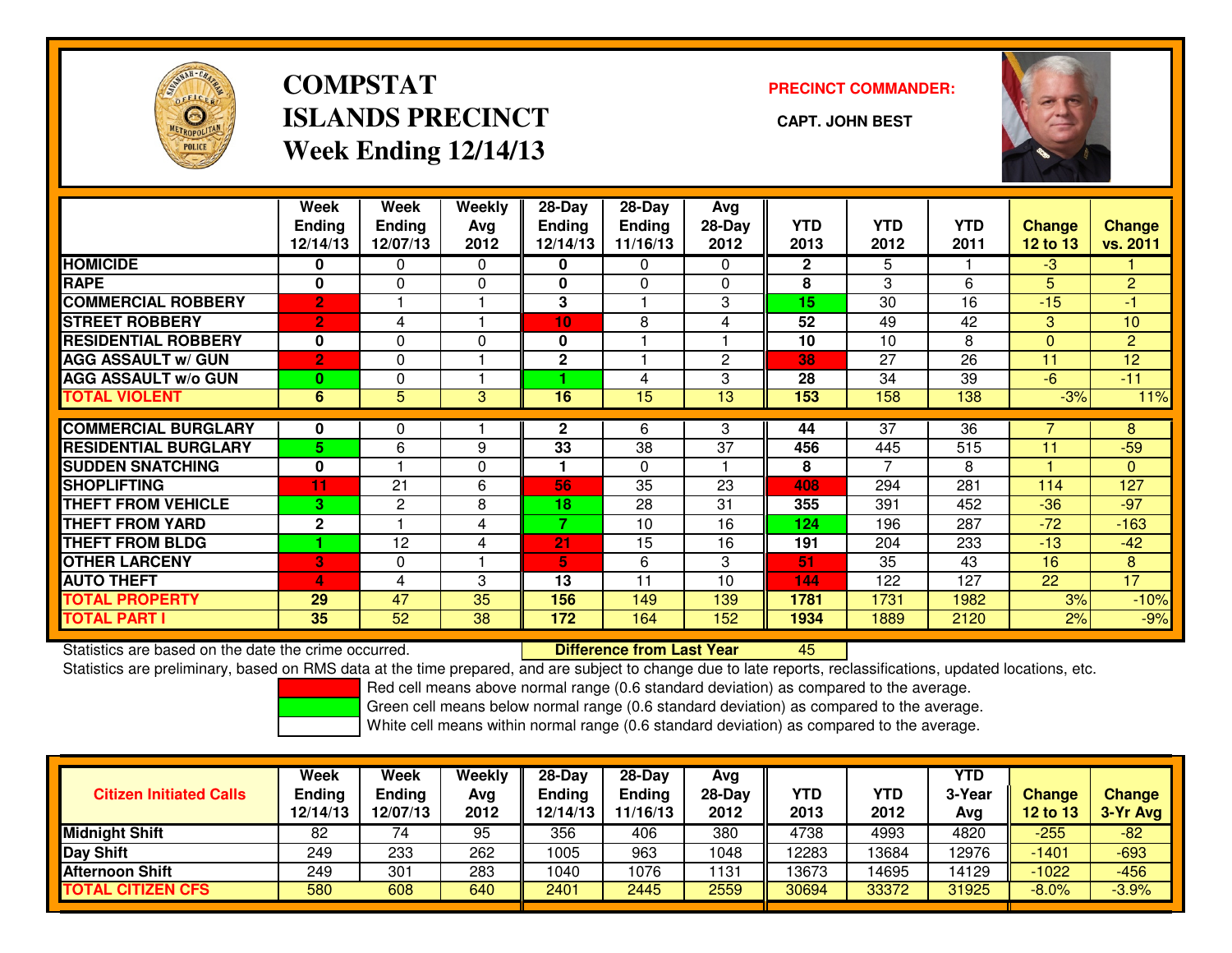# COMPSTAT
# ISLANDS PRECINCT
## Week Ending 12/14/13

**PRECINCT COMMANDER:**

**CAPT. JOHN BEST**

| | Week Ending 12/14/13 | Week Ending 12/07/13 | Weekly Avg 2012 | 28-Day Ending 12/14/13 | 28-Day Ending 11/16/13 | Avg 28-Day 2012 | YTD 2013 | YTD 2012 | YTD 2011 | Change 12 to 13 | Change vs. 2011 |
|---|---|---|---|---|---|---|---|---|---|---|---|
| HOMICIDE | 0 | 0 | 0 | 0 | 0 | 0 | 2 | 5 | 1 | -3 | 1 |
| RAPE | 0 | 0 | 0 | 0 | 0 | 0 | 8 | 3 | 6 | 5 | 2 |
| COMMERCIAL ROBBERY | 2 | 1 | 1 | 3 | 1 | 3 | 15 | 30 | 16 | -15 | -1 |
| STREET ROBBERY | 2 | 4 | 1 | 10 | 8 | 4 | 52 | 49 | 42 | 3 | 10 |
| RESIDENTIAL ROBBERY | 0 | 0 | 0 | 0 | 1 | 1 | 10 | 10 | 8 | 0 | 2 |
| AGG ASSAULT w/ GUN | 2 | 0 | 1 | 2 | 1 | 2 | 38 | 27 | 26 | 11 | 12 |
| AGG ASSAULT w/o GUN | 0 | 0 | 1 | 1 | 4 | 3 | 28 | 34 | 39 | -6 | -11 |
| TOTAL VIOLENT | 6 | 5 | 3 | 16 | 15 | 13 | 153 | 158 | 138 | -3% | 11% |
| COMMERCIAL BURGLARY | 0 | 0 | 1 | 2 | 6 | 3 | 44 | 37 | 36 | 7 | 8 |
| RESIDENTIAL BURGLARY | 5 | 6 | 9 | 33 | 38 | 37 | 456 | 445 | 515 | 11 | -59 |
| SUDDEN SNATCHING | 0 | 1 | 0 | 1 | 0 | 1 | 8 | 7 | 8 | 1 | 0 |
| SHOPLIFTING | 11 | 21 | 6 | 56 | 35 | 23 | 408 | 294 | 281 | 114 | 127 |
| THEFT FROM VEHICLE | 3 | 2 | 8 | 18 | 28 | 31 | 355 | 391 | 452 | -36 | -97 |
| THEFT FROM YARD | 2 | 1 | 4 | 7 | 10 | 16 | 124 | 196 | 287 | -72 | -163 |
| THEFT FROM BLDG | 1 | 12 | 4 | 21 | 15 | 16 | 191 | 204 | 233 | -13 | -42 |
| OTHER LARCENY | 3 | 0 | 1 | 5 | 6 | 3 | 51 | 35 | 43 | 16 | 8 |
| AUTO THEFT | 4 | 4 | 3 | 13 | 11 | 10 | 144 | 122 | 127 | 22 | 17 |
| TOTAL PROPERTY | 29 | 47 | 35 | 156 | 149 | 139 | 1781 | 1731 | 1982 | 3% | -10% |
| TOTAL PART I | 35 | 52 | 38 | 172 | 164 | 152 | 1934 | 1889 | 2120 | 2% | -9% |

Statistics are based on the date the crime occurred. **Difference from Last Year** 45

Statistics are preliminary, based on RMS data at the time prepared, and are subject to change due to late reports, reclassifications, updated locations, etc.

Red cell means above normal range (0.6 standard deviation) as compared to the average.

Green cell means below normal range (0.6 standard deviation) as compared to the average.

White cell means within normal range (0.6 standard deviation) as compared to the average.

| Citizen Initiated Calls | Week Ending 12/14/13 | Week Ending 12/07/13 | Weekly Avg 2012 | 28-Day Ending 12/14/13 | 28-Day Ending 11/16/13 | Avg 28-Day 2012 | YTD 2013 | YTD 2012 | YTD 3-Year Avg | Change 12 to 13 | Change 3-Yr Avg |
|---|---|---|---|---|---|---|---|---|---|---|---|
| Midnight Shift | 82 | 74 | 95 | 356 | 406 | 380 | 4738 | 4993 | 4820 | -255 | -82 |
| Day Shift | 249 | 233 | 262 | 1005 | 963 | 1048 | 12283 | 13684 | 12976 | -1401 | -693 |
| Afternoon Shift | 249 | 301 | 283 | 1040 | 1076 | 1131 | 13673 | 14695 | 14129 | -1022 | -456 |
| TOTAL CITIZEN CFS | 580 | 608 | 640 | 2401 | 2445 | 2559 | 30694 | 33372 | 31925 | -8.0% | -3.9% |